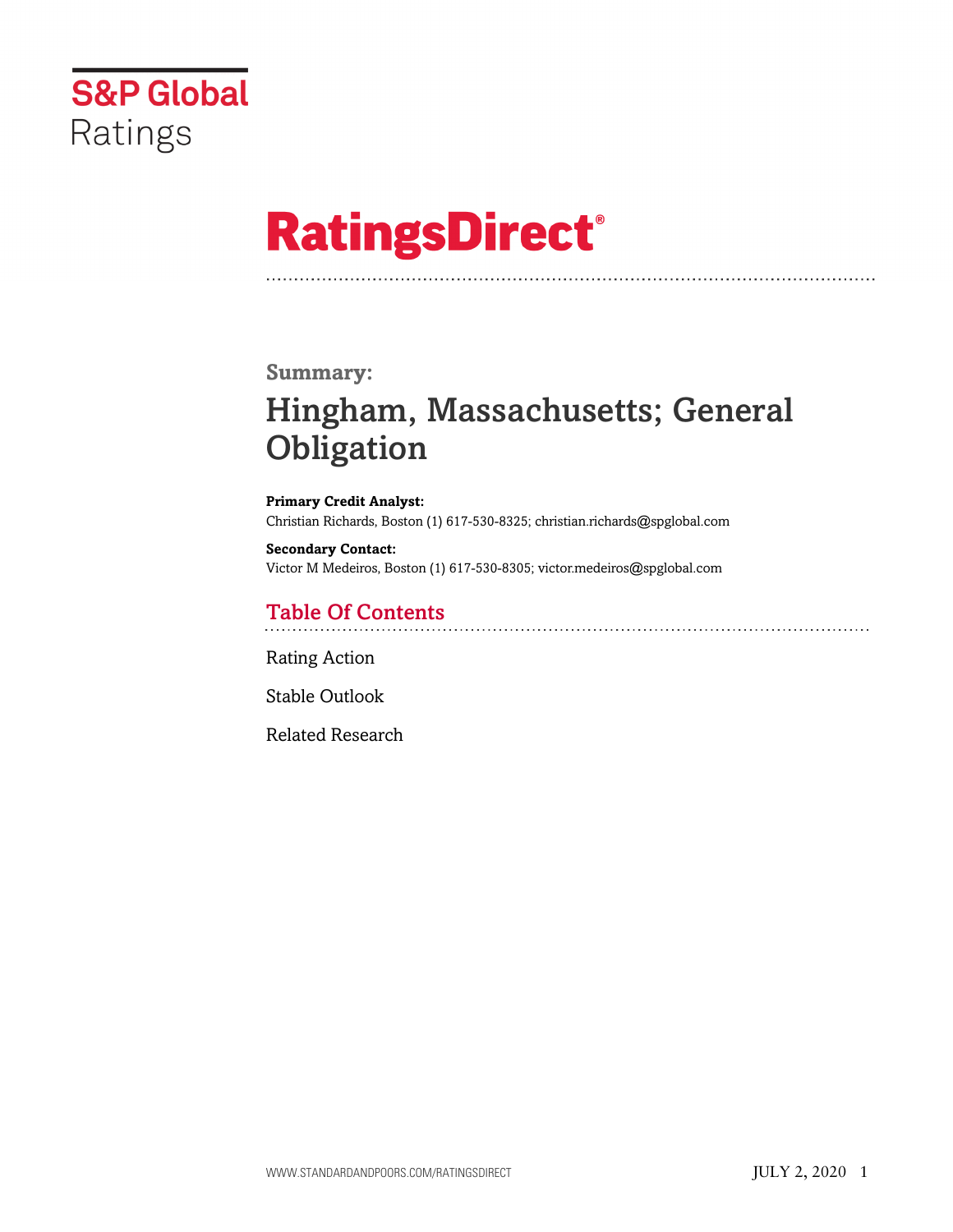S&P Global Ratings

# RatingsDirect®

## Summary:

# Hingham, Massachusetts; General Obligation

**Primary Credit Analyst:**
Christian Richards, Boston (1) 617-530-8325; christian.richards@spglobal.com

**Secondary Contact:**
Victor M Medeiros, Boston (1) 617-530-8305; victor.medeiros@spglobal.com

## Table Of Contents

Rating Action

Stable Outlook

Related Research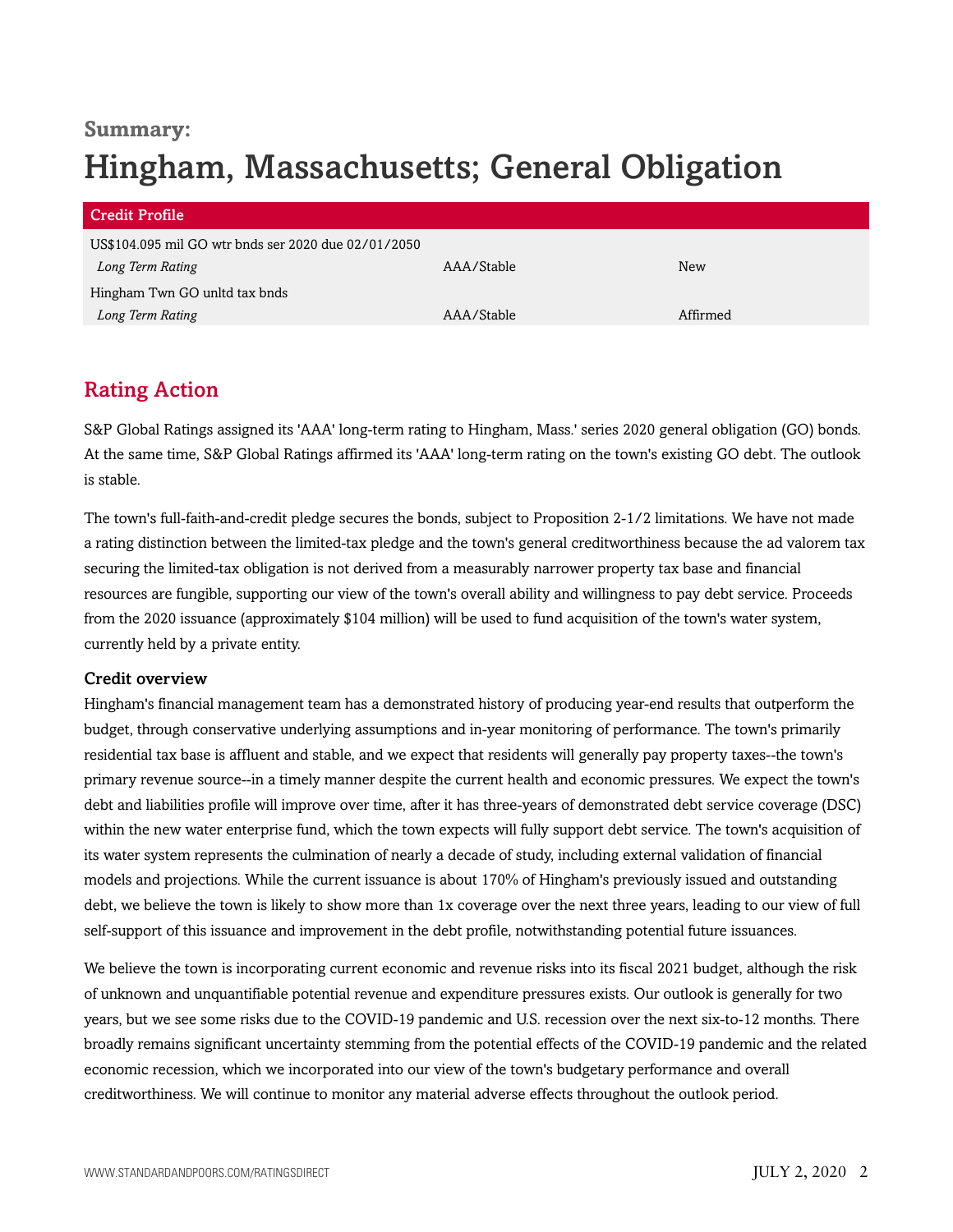**Summary:**

# Hingham, Massachusetts; General Obligation

| Credit Profile | | |
|---|---|---|
| US$104.095 mil GO wtr bnds ser 2020 due 02/01/2050 | | |
| *Long Term Rating* | AAA/Stable | New |
| Hingham Twn GO unltd tax bnds | | |
| *Long Term Rating* | AAA/Stable | Affirmed |

## Rating Action

S&P Global Ratings assigned its 'AAA' long-term rating to Hingham, Mass.' series 2020 general obligation (GO) bonds. At the same time, S&P Global Ratings affirmed its 'AAA' long-term rating on the town's existing GO debt. The outlook is stable.

The town's full-faith-and-credit pledge secures the bonds, subject to Proposition 2-1/2 limitations. We have not made a rating distinction between the limited-tax pledge and the town's general creditworthiness because the ad valorem tax securing the limited-tax obligation is not derived from a measurably narrower property tax base and financial resources are fungible, supporting our view of the town's overall ability and willingness to pay debt service. Proceeds from the 2020 issuance (approximately $104 million) will be used to fund acquisition of the town's water system, currently held by a private entity.

### Credit overview

Hingham's financial management team has a demonstrated history of producing year-end results that outperform the budget, through conservative underlying assumptions and in-year monitoring of performance. The town's primarily residential tax base is affluent and stable, and we expect that residents will generally pay property taxes--the town's primary revenue source--in a timely manner despite the current health and economic pressures. We expect the town's debt and liabilities profile will improve over time, after it has three-years of demonstrated debt service coverage (DSC) within the new water enterprise fund, which the town expects will fully support debt service. The town's acquisition of its water system represents the culmination of nearly a decade of study, including external validation of financial models and projections. While the current issuance is about 170% of Hingham's previously issued and outstanding debt, we believe the town is likely to show more than 1x coverage over the next three years, leading to our view of full self-support of this issuance and improvement in the debt profile, notwithstanding potential future issuances.

We believe the town is incorporating current economic and revenue risks into its fiscal 2021 budget, although the risk of unknown and unquantifiable potential revenue and expenditure pressures exists. Our outlook is generally for two years, but we see some risks due to the COVID-19 pandemic and U.S. recession over the next six-to-12 months. There broadly remains significant uncertainty stemming from the potential effects of the COVID-19 pandemic and the related economic recession, which we incorporated into our view of the town's budgetary performance and overall creditworthiness. We will continue to monitor any material adverse effects throughout the outlook period.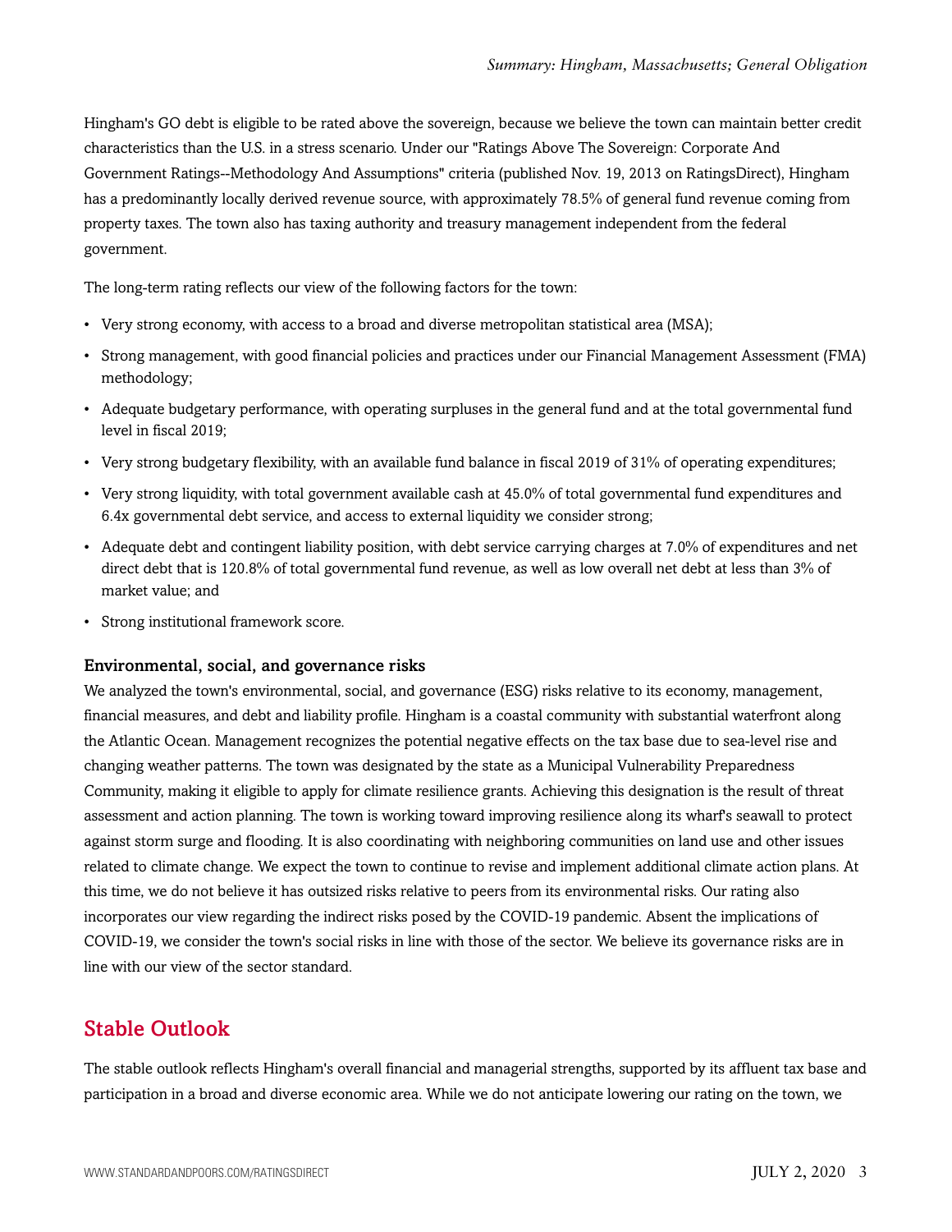Hingham's GO debt is eligible to be rated above the sovereign, because we believe the town can maintain better credit characteristics than the U.S. in a stress scenario. Under our "Ratings Above The Sovereign: Corporate And Government Ratings--Methodology And Assumptions" criteria (published Nov. 19, 2013 on RatingsDirect), Hingham has a predominantly locally derived revenue source, with approximately 78.5% of general fund revenue coming from property taxes. The town also has taxing authority and treasury management independent from the federal government.

The long-term rating reflects our view of the following factors for the town:

- Very strong economy, with access to a broad and diverse metropolitan statistical area (MSA);
- Strong management, with good financial policies and practices under our Financial Management Assessment (FMA) methodology;
- Adequate budgetary performance, with operating surpluses in the general fund and at the total governmental fund level in fiscal 2019;
- Very strong budgetary flexibility, with an available fund balance in fiscal 2019 of 31% of operating expenditures;
- Very strong liquidity, with total government available cash at 45.0% of total governmental fund expenditures and 6.4x governmental debt service, and access to external liquidity we consider strong;
- Adequate debt and contingent liability position, with debt service carrying charges at 7.0% of expenditures and net direct debt that is 120.8% of total governmental fund revenue, as well as low overall net debt at less than 3% of market value; and
- Strong institutional framework score.

### Environmental, social, and governance risks

We analyzed the town's environmental, social, and governance (ESG) risks relative to its economy, management, financial measures, and debt and liability profile. Hingham is a coastal community with substantial waterfront along the Atlantic Ocean. Management recognizes the potential negative effects on the tax base due to sea-level rise and changing weather patterns. The town was designated by the state as a Municipal Vulnerability Preparedness Community, making it eligible to apply for climate resilience grants. Achieving this designation is the result of threat assessment and action planning. The town is working toward improving resilience along its wharf's seawall to protect against storm surge and flooding. It is also coordinating with neighboring communities on land use and other issues related to climate change. We expect the town to continue to revise and implement additional climate action plans. At this time, we do not believe it has outsized risks relative to peers from its environmental risks. Our rating also incorporates our view regarding the indirect risks posed by the COVID-19 pandemic. Absent the implications of COVID-19, we consider the town's social risks in line with those of the sector. We believe its governance risks are in line with our view of the sector standard.

## Stable Outlook

The stable outlook reflects Hingham's overall financial and managerial strengths, supported by its affluent tax base and participation in a broad and diverse economic area. While we do not anticipate lowering our rating on the town, we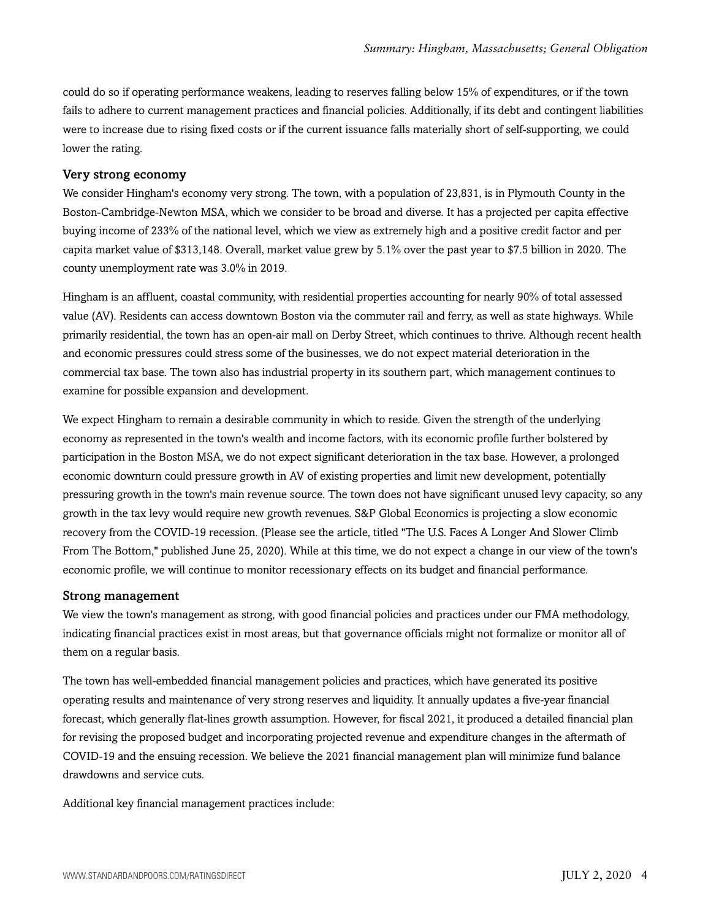could do so if operating performance weakens, leading to reserves falling below 15% of expenditures, or if the town fails to adhere to current management practices and financial policies. Additionally, if its debt and contingent liabilities were to increase due to rising fixed costs or if the current issuance falls materially short of self-supporting, we could lower the rating.

### Very strong economy

We consider Hingham's economy very strong. The town, with a population of 23,831, is in Plymouth County in the Boston-Cambridge-Newton MSA, which we consider to be broad and diverse. It has a projected per capita effective buying income of 233% of the national level, which we view as extremely high and a positive credit factor and per capita market value of $313,148. Overall, market value grew by 5.1% over the past year to $7.5 billion in 2020. The county unemployment rate was 3.0% in 2019.

Hingham is an affluent, coastal community, with residential properties accounting for nearly 90% of total assessed value (AV). Residents can access downtown Boston via the commuter rail and ferry, as well as state highways. While primarily residential, the town has an open-air mall on Derby Street, which continues to thrive. Although recent health and economic pressures could stress some of the businesses, we do not expect material deterioration in the commercial tax base. The town also has industrial property in its southern part, which management continues to examine for possible expansion and development.

We expect Hingham to remain a desirable community in which to reside. Given the strength of the underlying economy as represented in the town's wealth and income factors, with its economic profile further bolstered by participation in the Boston MSA, we do not expect significant deterioration in the tax base. However, a prolonged economic downturn could pressure growth in AV of existing properties and limit new development, potentially pressuring growth in the town's main revenue source. The town does not have significant unused levy capacity, so any growth in the tax levy would require new growth revenues. S&P Global Economics is projecting a slow economic recovery from the COVID-19 recession. (Please see the article, titled "The U.S. Faces A Longer And Slower Climb From The Bottom," published June 25, 2020). While at this time, we do not expect a change in our view of the town's economic profile, we will continue to monitor recessionary effects on its budget and financial performance.

### Strong management

We view the town's management as strong, with good financial policies and practices under our FMA methodology, indicating financial practices exist in most areas, but that governance officials might not formalize or monitor all of them on a regular basis.

The town has well-embedded financial management policies and practices, which have generated its positive operating results and maintenance of very strong reserves and liquidity. It annually updates a five-year financial forecast, which generally flat-lines growth assumption. However, for fiscal 2021, it produced a detailed financial plan for revising the proposed budget and incorporating projected revenue and expenditure changes in the aftermath of COVID-19 and the ensuing recession. We believe the 2021 financial management plan will minimize fund balance drawdowns and service cuts.

Additional key financial management practices include: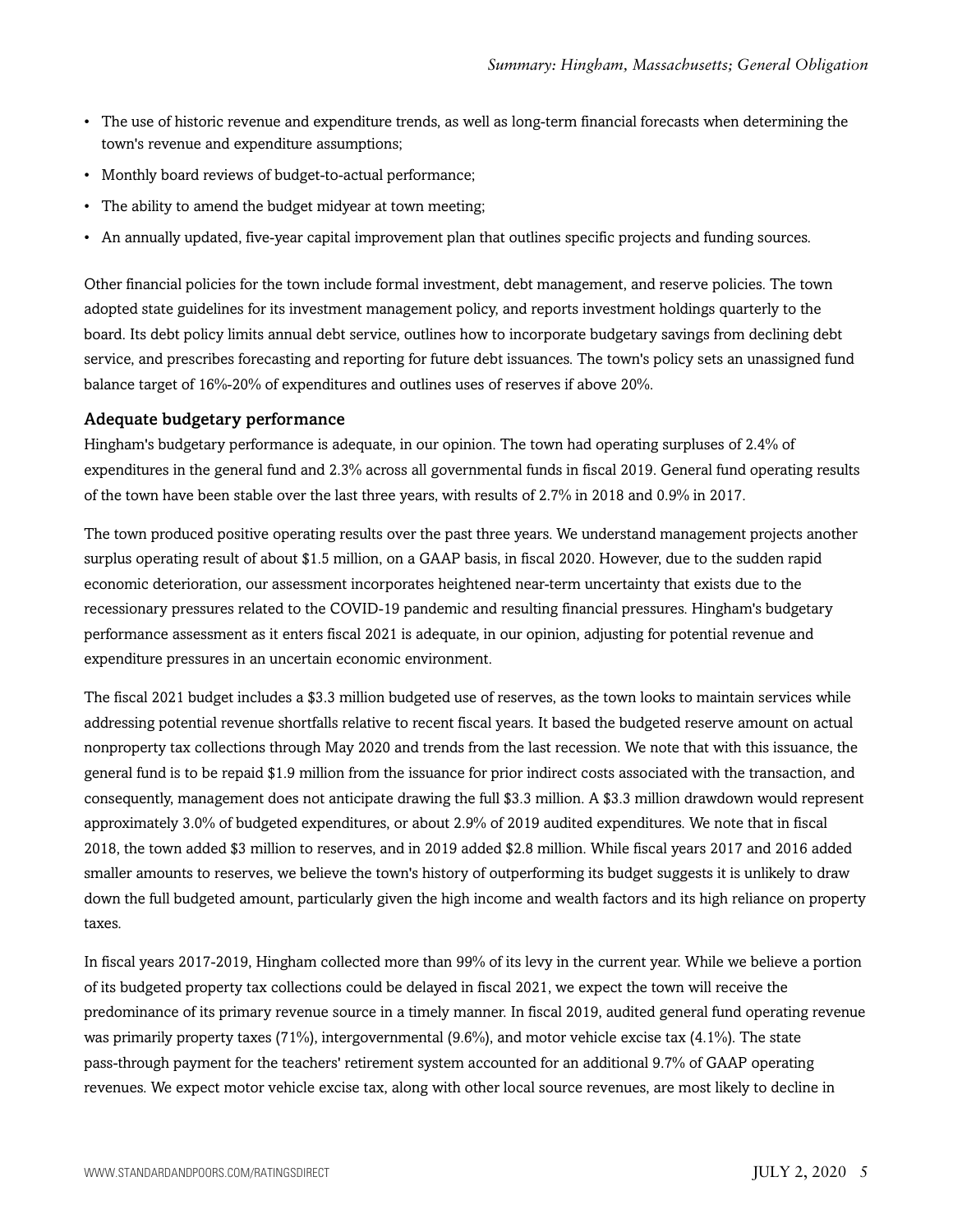- The use of historic revenue and expenditure trends, as well as long-term financial forecasts when determining the town's revenue and expenditure assumptions;
- Monthly board reviews of budget-to-actual performance;
- The ability to amend the budget midyear at town meeting;
- An annually updated, five-year capital improvement plan that outlines specific projects and funding sources.

Other financial policies for the town include formal investment, debt management, and reserve policies. The town adopted state guidelines for its investment management policy, and reports investment holdings quarterly to the board. Its debt policy limits annual debt service, outlines how to incorporate budgetary savings from declining debt service, and prescribes forecasting and reporting for future debt issuances. The town's policy sets an unassigned fund balance target of 16%-20% of expenditures and outlines uses of reserves if above 20%.

### Adequate budgetary performance

Hingham's budgetary performance is adequate, in our opinion. The town had operating surpluses of 2.4% of expenditures in the general fund and 2.3% across all governmental funds in fiscal 2019. General fund operating results of the town have been stable over the last three years, with results of 2.7% in 2018 and 0.9% in 2017.

The town produced positive operating results over the past three years. We understand management projects another surplus operating result of about $1.5 million, on a GAAP basis, in fiscal 2020. However, due to the sudden rapid economic deterioration, our assessment incorporates heightened near-term uncertainty that exists due to the recessionary pressures related to the COVID-19 pandemic and resulting financial pressures. Hingham's budgetary performance assessment as it enters fiscal 2021 is adequate, in our opinion, adjusting for potential revenue and expenditure pressures in an uncertain economic environment.

The fiscal 2021 budget includes a $3.3 million budgeted use of reserves, as the town looks to maintain services while addressing potential revenue shortfalls relative to recent fiscal years. It based the budgeted reserve amount on actual nonproperty tax collections through May 2020 and trends from the last recession. We note that with this issuance, the general fund is to be repaid $1.9 million from the issuance for prior indirect costs associated with the transaction, and consequently, management does not anticipate drawing the full $3.3 million. A $3.3 million drawdown would represent approximately 3.0% of budgeted expenditures, or about 2.9% of 2019 audited expenditures. We note that in fiscal 2018, the town added $3 million to reserves, and in 2019 added $2.8 million. While fiscal years 2017 and 2016 added smaller amounts to reserves, we believe the town's history of outperforming its budget suggests it is unlikely to draw down the full budgeted amount, particularly given the high income and wealth factors and its high reliance on property taxes.

In fiscal years 2017-2019, Hingham collected more than 99% of its levy in the current year. While we believe a portion of its budgeted property tax collections could be delayed in fiscal 2021, we expect the town will receive the predominance of its primary revenue source in a timely manner. In fiscal 2019, audited general fund operating revenue was primarily property taxes (71%), intergovernmental (9.6%), and motor vehicle excise tax (4.1%). The state pass-through payment for the teachers' retirement system accounted for an additional 9.7% of GAAP operating revenues. We expect motor vehicle excise tax, along with other local source revenues, are most likely to decline in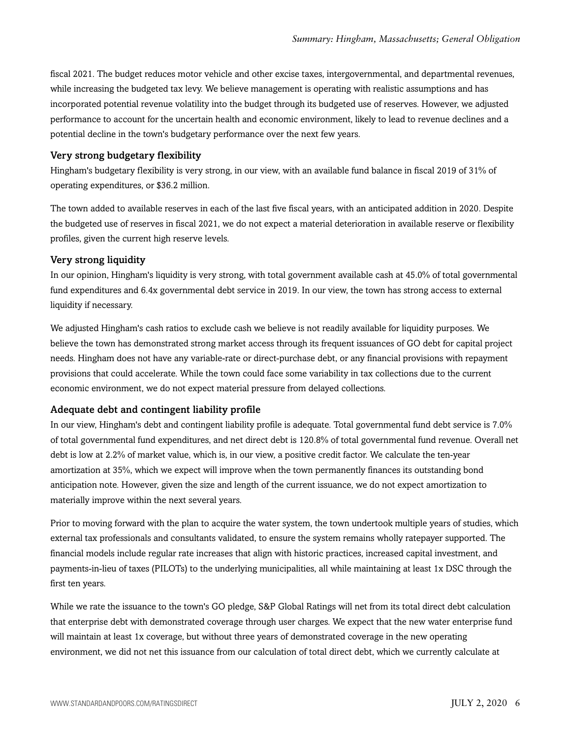fiscal 2021. The budget reduces motor vehicle and other excise taxes, intergovernmental, and departmental revenues, while increasing the budgeted tax levy. We believe management is operating with realistic assumptions and has incorporated potential revenue volatility into the budget through its budgeted use of reserves. However, we adjusted performance to account for the uncertain health and economic environment, likely to lead to revenue declines and a potential decline in the town's budgetary performance over the next few years.

### Very strong budgetary flexibility

Hingham's budgetary flexibility is very strong, in our view, with an available fund balance in fiscal 2019 of 31% of operating expenditures, or $36.2 million.

The town added to available reserves in each of the last five fiscal years, with an anticipated addition in 2020. Despite the budgeted use of reserves in fiscal 2021, we do not expect a material deterioration in available reserve or flexibility profiles, given the current high reserve levels.

### Very strong liquidity

In our opinion, Hingham's liquidity is very strong, with total government available cash at 45.0% of total governmental fund expenditures and 6.4x governmental debt service in 2019. In our view, the town has strong access to external liquidity if necessary.

We adjusted Hingham's cash ratios to exclude cash we believe is not readily available for liquidity purposes. We believe the town has demonstrated strong market access through its frequent issuances of GO debt for capital project needs. Hingham does not have any variable-rate or direct-purchase debt, or any financial provisions with repayment provisions that could accelerate. While the town could face some variability in tax collections due to the current economic environment, we do not expect material pressure from delayed collections.

### Adequate debt and contingent liability profile

In our view, Hingham's debt and contingent liability profile is adequate. Total governmental fund debt service is 7.0% of total governmental fund expenditures, and net direct debt is 120.8% of total governmental fund revenue. Overall net debt is low at 2.2% of market value, which is, in our view, a positive credit factor. We calculate the ten-year amortization at 35%, which we expect will improve when the town permanently finances its outstanding bond anticipation note. However, given the size and length of the current issuance, we do not expect amortization to materially improve within the next several years.

Prior to moving forward with the plan to acquire the water system, the town undertook multiple years of studies, which external tax professionals and consultants validated, to ensure the system remains wholly ratepayer supported. The financial models include regular rate increases that align with historic practices, increased capital investment, and payments-in-lieu of taxes (PILOTs) to the underlying municipalities, all while maintaining at least 1x DSC through the first ten years.

While we rate the issuance to the town's GO pledge, S&P Global Ratings will net from its total direct debt calculation that enterprise debt with demonstrated coverage through user charges. We expect that the new water enterprise fund will maintain at least 1x coverage, but without three years of demonstrated coverage in the new operating environment, we did not net this issuance from our calculation of total direct debt, which we currently calculate at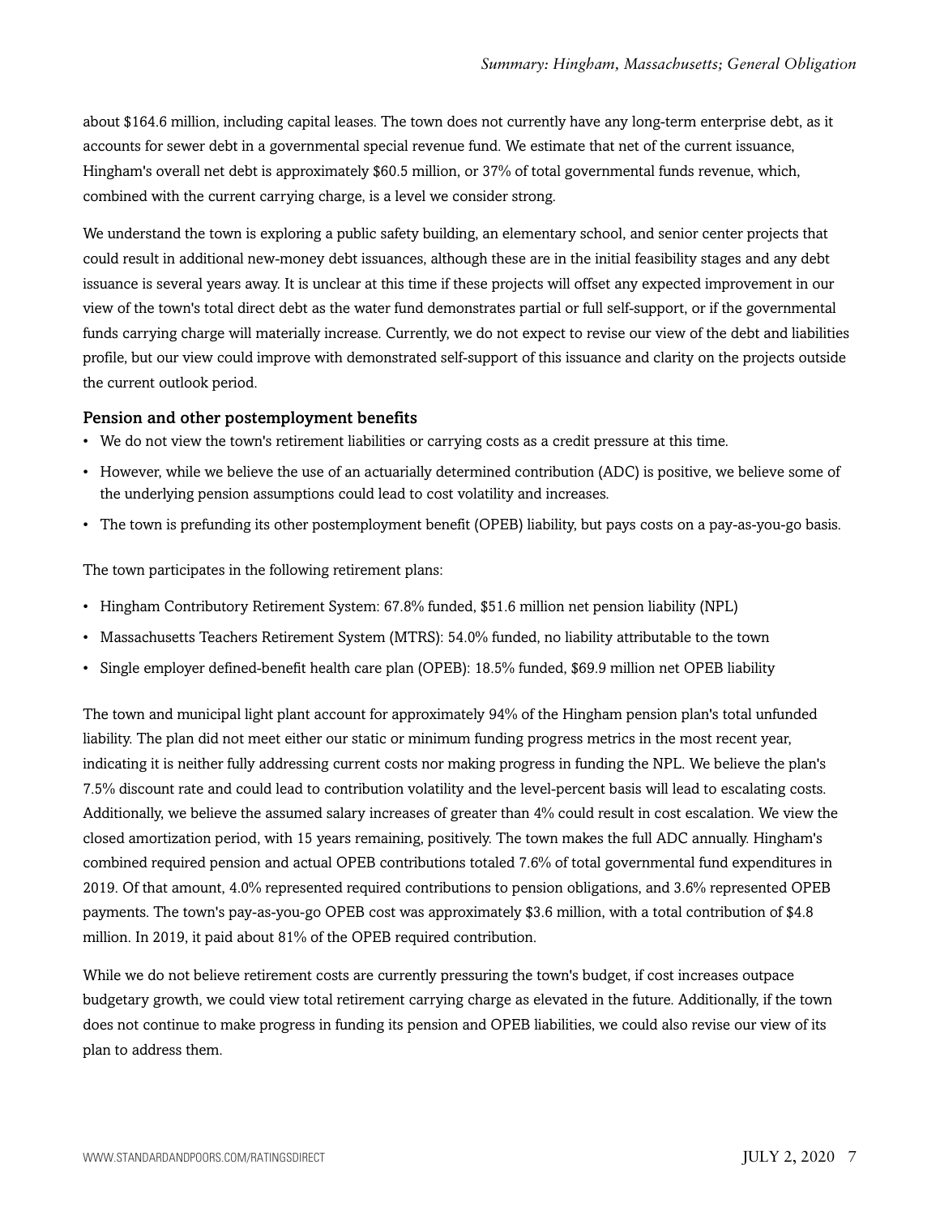about $164.6 million, including capital leases. The town does not currently have any long-term enterprise debt, as it accounts for sewer debt in a governmental special revenue fund. We estimate that net of the current issuance, Hingham's overall net debt is approximately $60.5 million, or 37% of total governmental funds revenue, which, combined with the current carrying charge, is a level we consider strong.

We understand the town is exploring a public safety building, an elementary school, and senior center projects that could result in additional new-money debt issuances, although these are in the initial feasibility stages and any debt issuance is several years away. It is unclear at this time if these projects will offset any expected improvement in our view of the town's total direct debt as the water fund demonstrates partial or full self-support, or if the governmental funds carrying charge will materially increase. Currently, we do not expect to revise our view of the debt and liabilities profile, but our view could improve with demonstrated self-support of this issuance and clarity on the projects outside the current outlook period.

### Pension and other postemployment benefits

- We do not view the town's retirement liabilities or carrying costs as a credit pressure at this time.
- However, while we believe the use of an actuarially determined contribution (ADC) is positive, we believe some of the underlying pension assumptions could lead to cost volatility and increases.
- The town is prefunding its other postemployment benefit (OPEB) liability, but pays costs on a pay-as-you-go basis.

The town participates in the following retirement plans:

- Hingham Contributory Retirement System: 67.8% funded, $51.6 million net pension liability (NPL)
- Massachusetts Teachers Retirement System (MTRS): 54.0% funded, no liability attributable to the town
- Single employer defined-benefit health care plan (OPEB): 18.5% funded, $69.9 million net OPEB liability

The town and municipal light plant account for approximately 94% of the Hingham pension plan's total unfunded liability. The plan did not meet either our static or minimum funding progress metrics in the most recent year, indicating it is neither fully addressing current costs nor making progress in funding the NPL. We believe the plan's 7.5% discount rate and could lead to contribution volatility and the level-percent basis will lead to escalating costs. Additionally, we believe the assumed salary increases of greater than 4% could result in cost escalation. We view the closed amortization period, with 15 years remaining, positively. The town makes the full ADC annually. Hingham's combined required pension and actual OPEB contributions totaled 7.6% of total governmental fund expenditures in 2019. Of that amount, 4.0% represented required contributions to pension obligations, and 3.6% represented OPEB payments. The town's pay-as-you-go OPEB cost was approximately $3.6 million, with a total contribution of $4.8 million. In 2019, it paid about 81% of the OPEB required contribution.

While we do not believe retirement costs are currently pressuring the town's budget, if cost increases outpace budgetary growth, we could view total retirement carrying charge as elevated in the future. Additionally, if the town does not continue to make progress in funding its pension and OPEB liabilities, we could also revise our view of its plan to address them.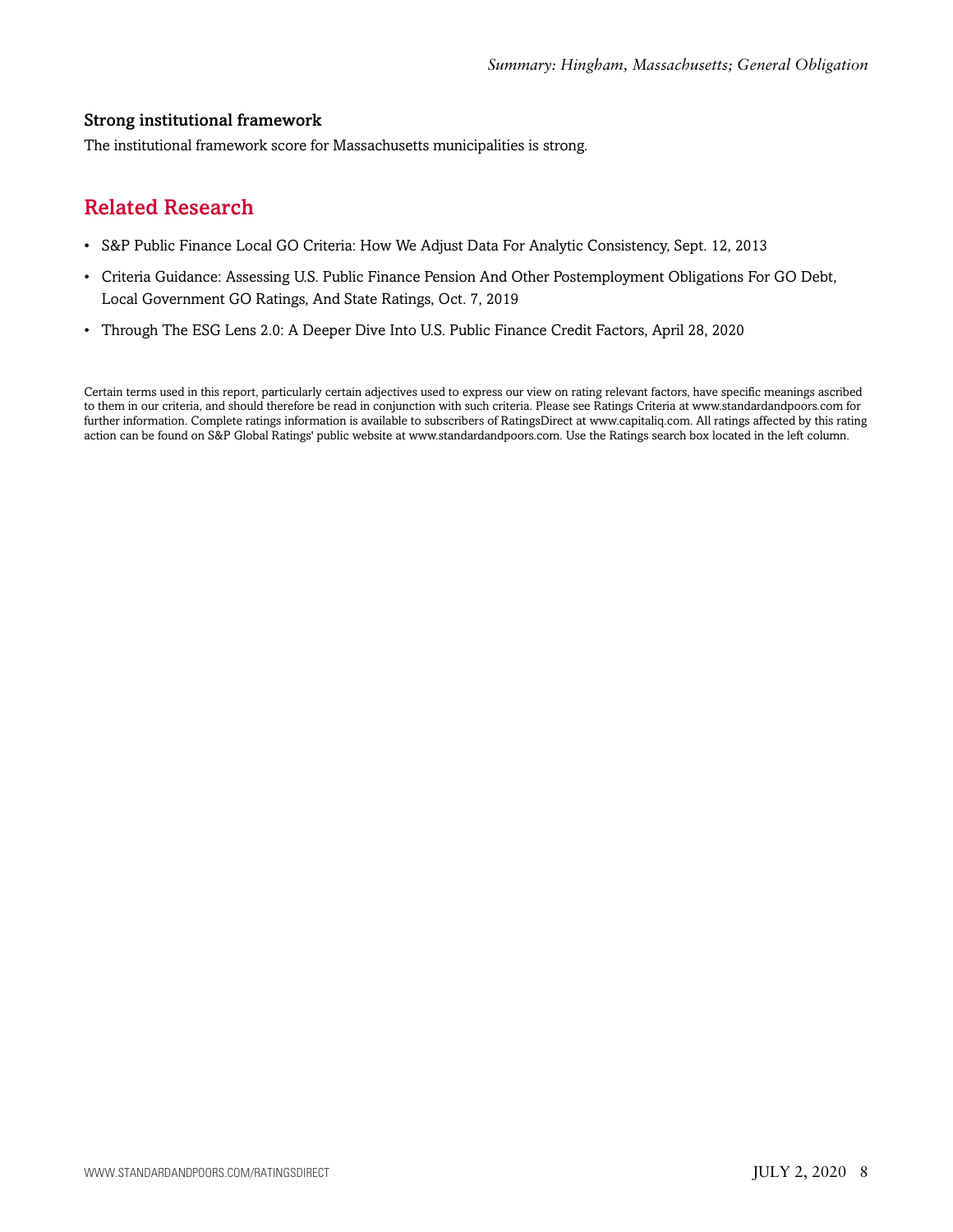### Strong institutional framework

The institutional framework score for Massachusetts municipalities is strong.

## Related Research

- S&P Public Finance Local GO Criteria: How We Adjust Data For Analytic Consistency, Sept. 12, 2013
- Criteria Guidance: Assessing U.S. Public Finance Pension And Other Postemployment Obligations For GO Debt, Local Government GO Ratings, And State Ratings, Oct. 7, 2019
- Through The ESG Lens 2.0: A Deeper Dive Into U.S. Public Finance Credit Factors, April 28, 2020

Certain terms used in this report, particularly certain adjectives used to express our view on rating relevant factors, have specific meanings ascribed to them in our criteria, and should therefore be read in conjunction with such criteria. Please see Ratings Criteria at www.standardandpoors.com for further information. Complete ratings information is available to subscribers of RatingsDirect at www.capitaliq.com. All ratings affected by this rating action can be found on S&P Global Ratings' public website at www.standardandpoors.com. Use the Ratings search box located in the left column.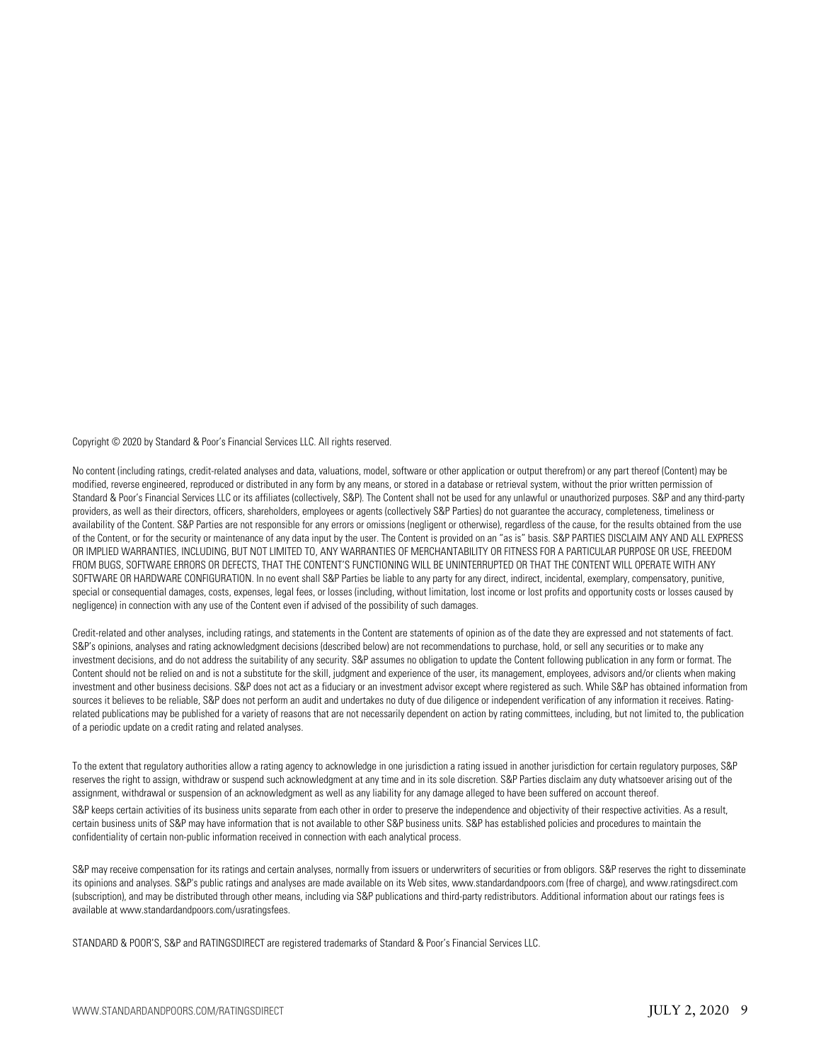Copyright © 2020 by Standard & Poor's Financial Services LLC. All rights reserved.

No content (including ratings, credit-related analyses and data, valuations, model, software or other application or output therefrom) or any part thereof (Content) may be modified, reverse engineered, reproduced or distributed in any form by any means, or stored in a database or retrieval system, without the prior written permission of Standard & Poor's Financial Services LLC or its affiliates (collectively, S&P). The Content shall not be used for any unlawful or unauthorized purposes. S&P and any third-party providers, as well as their directors, officers, shareholders, employees or agents (collectively S&P Parties) do not guarantee the accuracy, completeness, timeliness or availability of the Content. S&P Parties are not responsible for any errors or omissions (negligent or otherwise), regardless of the cause, for the results obtained from the use of the Content, or for the security or maintenance of any data input by the user. The Content is provided on an "as is" basis. S&P PARTIES DISCLAIM ANY AND ALL EXPRESS OR IMPLIED WARRANTIES, INCLUDING, BUT NOT LIMITED TO, ANY WARRANTIES OF MERCHANTABILITY OR FITNESS FOR A PARTICULAR PURPOSE OR USE, FREEDOM FROM BUGS, SOFTWARE ERRORS OR DEFECTS, THAT THE CONTENT'S FUNCTIONING WILL BE UNINTERRUPTED OR THAT THE CONTENT WILL OPERATE WITH ANY SOFTWARE OR HARDWARE CONFIGURATION. In no event shall S&P Parties be liable to any party for any direct, indirect, incidental, exemplary, compensatory, punitive, special or consequential damages, costs, expenses, legal fees, or losses (including, without limitation, lost income or lost profits and opportunity costs or losses caused by negligence) in connection with any use of the Content even if advised of the possibility of such damages.

Credit-related and other analyses, including ratings, and statements in the Content are statements of opinion as of the date they are expressed and not statements of fact. S&P's opinions, analyses and rating acknowledgment decisions (described below) are not recommendations to purchase, hold, or sell any securities or to make any investment decisions, and do not address the suitability of any security. S&P assumes no obligation to update the Content following publication in any form or format. The Content should not be relied on and is not a substitute for the skill, judgment and experience of the user, its management, employees, advisors and/or clients when making investment and other business decisions. S&P does not act as a fiduciary or an investment advisor except where registered as such. While S&P has obtained information from sources it believes to be reliable, S&P does not perform an audit and undertakes no duty of due diligence or independent verification of any information it receives. Rating-related publications may be published for a variety of reasons that are not necessarily dependent on action by rating committees, including, but not limited to, the publication of a periodic update on a credit rating and related analyses.

To the extent that regulatory authorities allow a rating agency to acknowledge in one jurisdiction a rating issued in another jurisdiction for certain regulatory purposes, S&P reserves the right to assign, withdraw or suspend such acknowledgment at any time and in its sole discretion. S&P Parties disclaim any duty whatsoever arising out of the assignment, withdrawal or suspension of an acknowledgment as well as any liability for any damage alleged to have been suffered on account thereof.

S&P keeps certain activities of its business units separate from each other in order to preserve the independence and objectivity of their respective activities. As a result, certain business units of S&P may have information that is not available to other S&P business units. S&P has established policies and procedures to maintain the confidentiality of certain non-public information received in connection with each analytical process.

S&P may receive compensation for its ratings and certain analyses, normally from issuers or underwriters of securities or from obligors. S&P reserves the right to disseminate its opinions and analyses. S&P's public ratings and analyses are made available on its Web sites, www.standardandpoors.com (free of charge), and www.ratingsdirect.com (subscription), and may be distributed through other means, including via S&P publications and third-party redistributors. Additional information about our ratings fees is available at www.standardandpoors.com/usratingsfees.

STANDARD & POOR'S, S&P and RATINGSDIRECT are registered trademarks of Standard & Poor's Financial Services LLC.